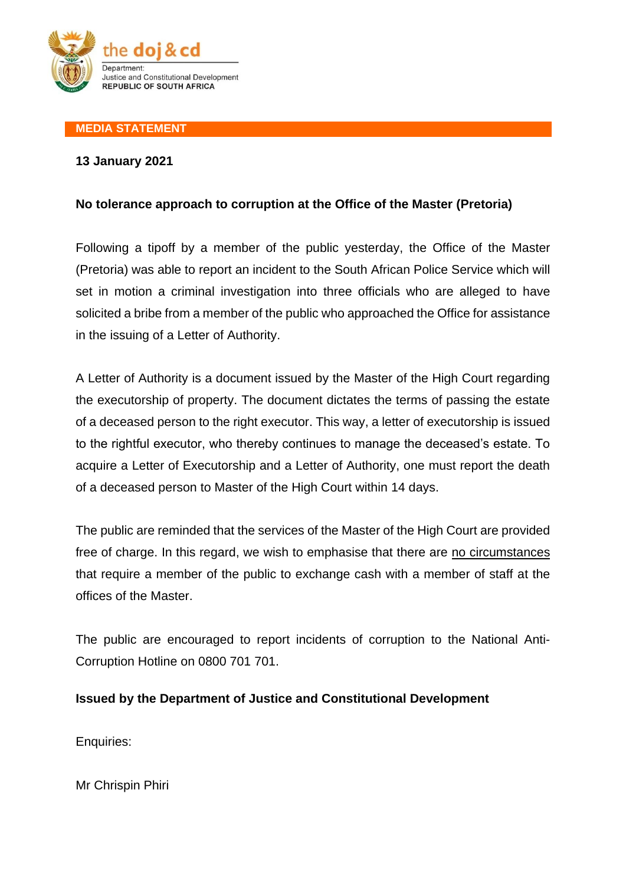the doj & cd

Department:
Justice and Constitutional Development
REPUBLIC OF SOUTH AFRICA

**MEDIA STATEMENT**

**13 January 2021**

**No tolerance approach to corruption at the Office of the Master (Pretoria)**

Following a tipoff by a member of the public yesterday, the Office of the Master (Pretoria) was able to report an incident to the South African Police Service which will set in motion a criminal investigation into three officials who are alleged to have solicited a bribe from a member of the public who approached the Office for assistance in the issuing of a Letter of Authority.

A Letter of Authority is a document issued by the Master of the High Court regarding the executorship of property. The document dictates the terms of passing the estate of a deceased person to the right executor. This way, a letter of executorship is issued to the rightful executor, who thereby continues to manage the deceased's estate. To acquire a Letter of Executorship and a Letter of Authority, one must report the death of a deceased person to Master of the High Court within 14 days.

The public are reminded that the services of the Master of the High Court are provided free of charge. In this regard, we wish to emphasise that there are <u>no circumstances</u> that require a member of the public to exchange cash with a member of staff at the offices of the Master.

The public are encouraged to report incidents of corruption to the National Anti-Corruption Hotline on 0800 701 701.

**Issued by the Department of Justice and Constitutional Development**

Enquiries:

Mr Chrispin Phiri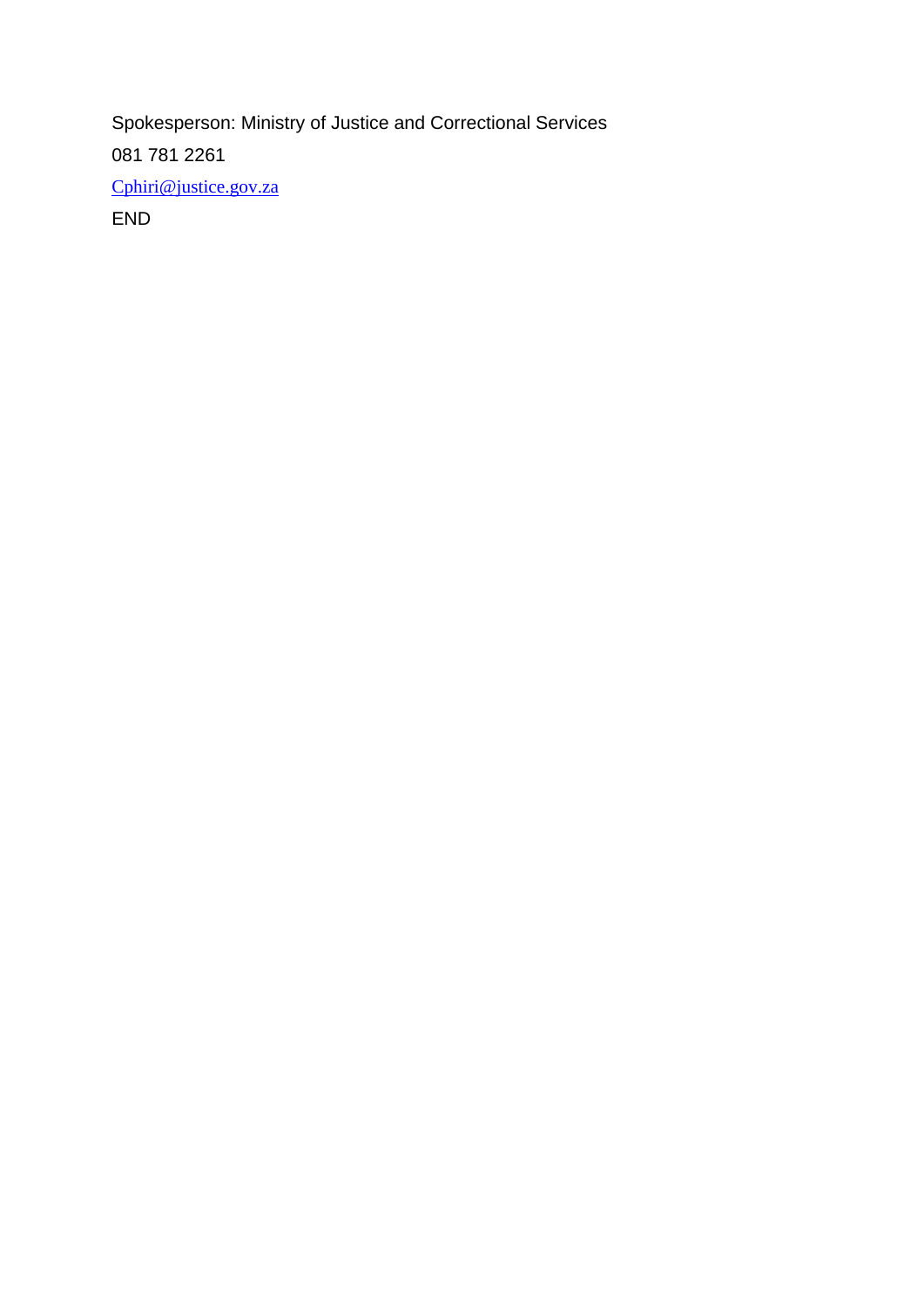Spokesperson: Ministry of Justice and Correctional Services

081 781 2261

Cphiri@justice.gov.za

END